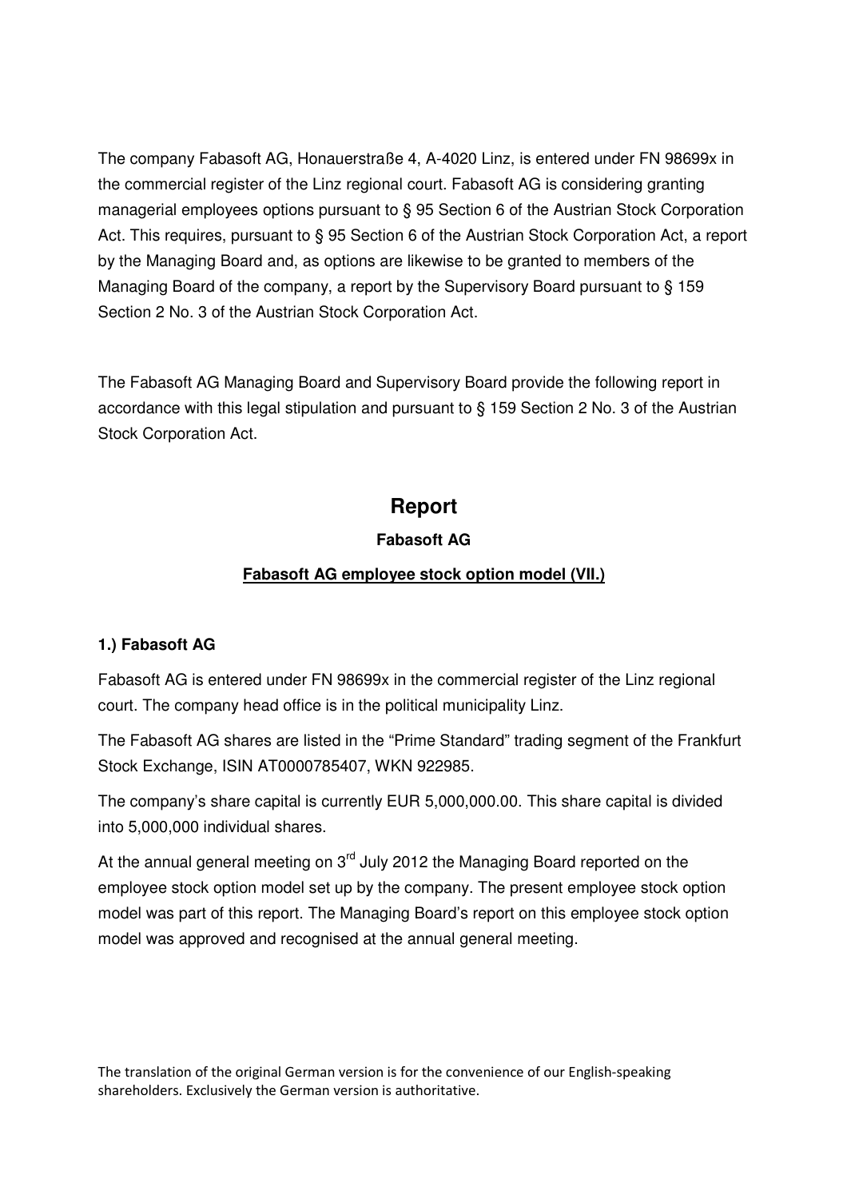The company Fabasoft AG, Honauerstraße 4, A-4020 Linz, is entered under FN 98699x in the commercial register of the Linz regional court. Fabasoft AG is considering granting managerial employees options pursuant to § 95 Section 6 of the Austrian Stock Corporation Act. This requires, pursuant to § 95 Section 6 of the Austrian Stock Corporation Act, a report by the Managing Board and, as options are likewise to be granted to members of the Managing Board of the company, a report by the Supervisory Board pursuant to § 159 Section 2 No. 3 of the Austrian Stock Corporation Act.

The Fabasoft AG Managing Board and Supervisory Board provide the following report in accordance with this legal stipulation and pursuant to § 159 Section 2 No. 3 of the Austrian Stock Corporation Act.

# Report

## Fabasoft AG

### Fabasoft AG employee stock option model (VII.)

**1.) Fabasoft AG**

Fabasoft AG is entered under FN 98699x in the commercial register of the Linz regional court. The company head office is in the political municipality Linz.

The Fabasoft AG shares are listed in the "Prime Standard" trading segment of the Frankfurt Stock Exchange, ISIN AT0000785407, WKN 922985.

The company's share capital is currently EUR 5,000,000.00. This share capital is divided into 5,000,000 individual shares.

At the annual general meeting on 3rd July 2012 the Managing Board reported on the employee stock option model set up by the company. The present employee stock option model was part of this report. The Managing Board's report on this employee stock option model was approved and recognised at the annual general meeting.

The translation of the original German version is for the convenience of our English-speaking shareholders. Exclusively the German version is authoritative.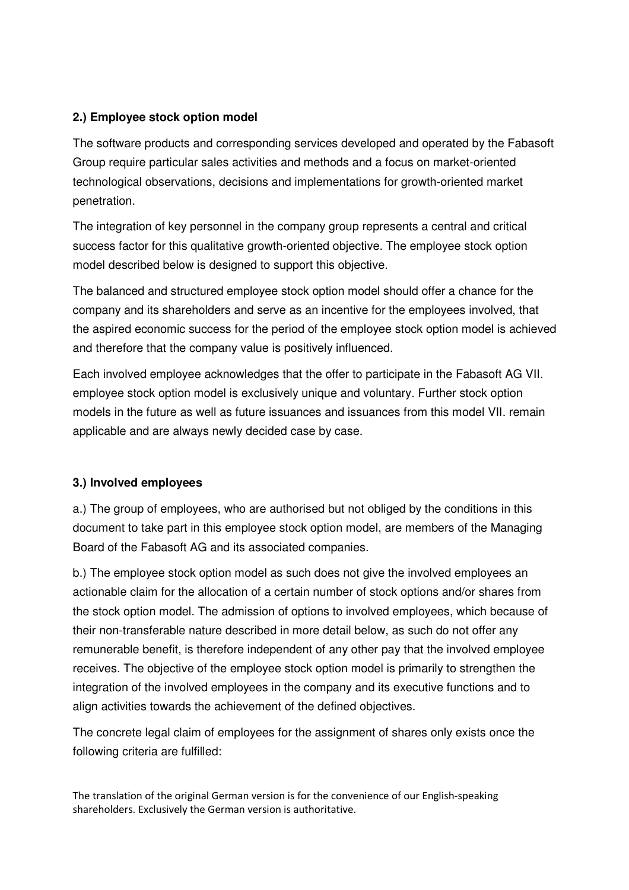**2.) Employee stock option model**

The software products and corresponding services developed and operated by the Fabasoft Group require particular sales activities and methods and a focus on market-oriented technological observations, decisions and implementations for growth-oriented market penetration.

The integration of key personnel in the company group represents a central and critical success factor for this qualitative growth-oriented objective. The employee stock option model described below is designed to support this objective.

The balanced and structured employee stock option model should offer a chance for the company and its shareholders and serve as an incentive for the employees involved, that the aspired economic success for the period of the employee stock option model is achieved and therefore that the company value is positively influenced.

Each involved employee acknowledges that the offer to participate in the Fabasoft AG VII. employee stock option model is exclusively unique and voluntary. Further stock option models in the future as well as future issuances and issuances from this model VII. remain applicable and are always newly decided case by case.

**3.) Involved employees**

a.) The group of employees, who are authorised but not obliged by the conditions in this document to take part in this employee stock option model, are members of the Managing Board of the Fabasoft AG and its associated companies.

b.) The employee stock option model as such does not give the involved employees an actionable claim for the allocation of a certain number of stock options and/or shares from the stock option model. The admission of options to involved employees, which because of their non-transferable nature described in more detail below, as such do not offer any remunerable benefit, is therefore independent of any other pay that the involved employee receives. The objective of the employee stock option model is primarily to strengthen the integration of the involved employees in the company and its executive functions and to align activities towards the achievement of the defined objectives.

The concrete legal claim of employees for the assignment of shares only exists once the following criteria are fulfilled:

The translation of the original German version is for the convenience of our English-speaking shareholders. Exclusively the German version is authoritative.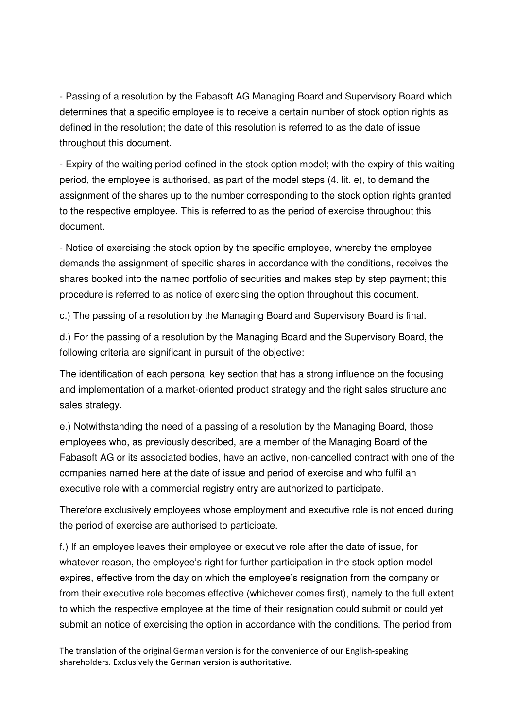- Passing of a resolution by the Fabasoft AG Managing Board and Supervisory Board which determines that a specific employee is to receive a certain number of stock option rights as defined in the resolution; the date of this resolution is referred to as the date of issue throughout this document.

- Expiry of the waiting period defined in the stock option model; with the expiry of this waiting period, the employee is authorised, as part of the model steps (4. lit. e), to demand the assignment of the shares up to the number corresponding to the stock option rights granted to the respective employee. This is referred to as the period of exercise throughout this document.

- Notice of exercising the stock option by the specific employee, whereby the employee demands the assignment of specific shares in accordance with the conditions, receives the shares booked into the named portfolio of securities and makes step by step payment; this procedure is referred to as notice of exercising the option throughout this document.

c.) The passing of a resolution by the Managing Board and Supervisory Board is final.

d.) For the passing of a resolution by the Managing Board and the Supervisory Board, the following criteria are significant in pursuit of the objective:

The identification of each personal key section that has a strong influence on the focusing and implementation of a market-oriented product strategy and the right sales structure and sales strategy.

e.) Notwithstanding the need of a passing of a resolution by the Managing Board, those employees who, as previously described, are a member of the Managing Board of the Fabasoft AG or its associated bodies, have an active, non-cancelled contract with one of the companies named here at the date of issue and period of exercise and who fulfil an executive role with a commercial registry entry are authorized to participate.

Therefore exclusively employees whose employment and executive role is not ended during the period of exercise are authorised to participate.

f.) If an employee leaves their employee or executive role after the date of issue, for whatever reason, the employee's right for further participation in the stock option model expires, effective from the day on which the employee's resignation from the company or from their executive role becomes effective (whichever comes first), namely to the full extent to which the respective employee at the time of their resignation could submit or could yet submit an notice of exercising the option in accordance with the conditions. The period from

The translation of the original German version is for the convenience of our English-speaking shareholders. Exclusively the German version is authoritative.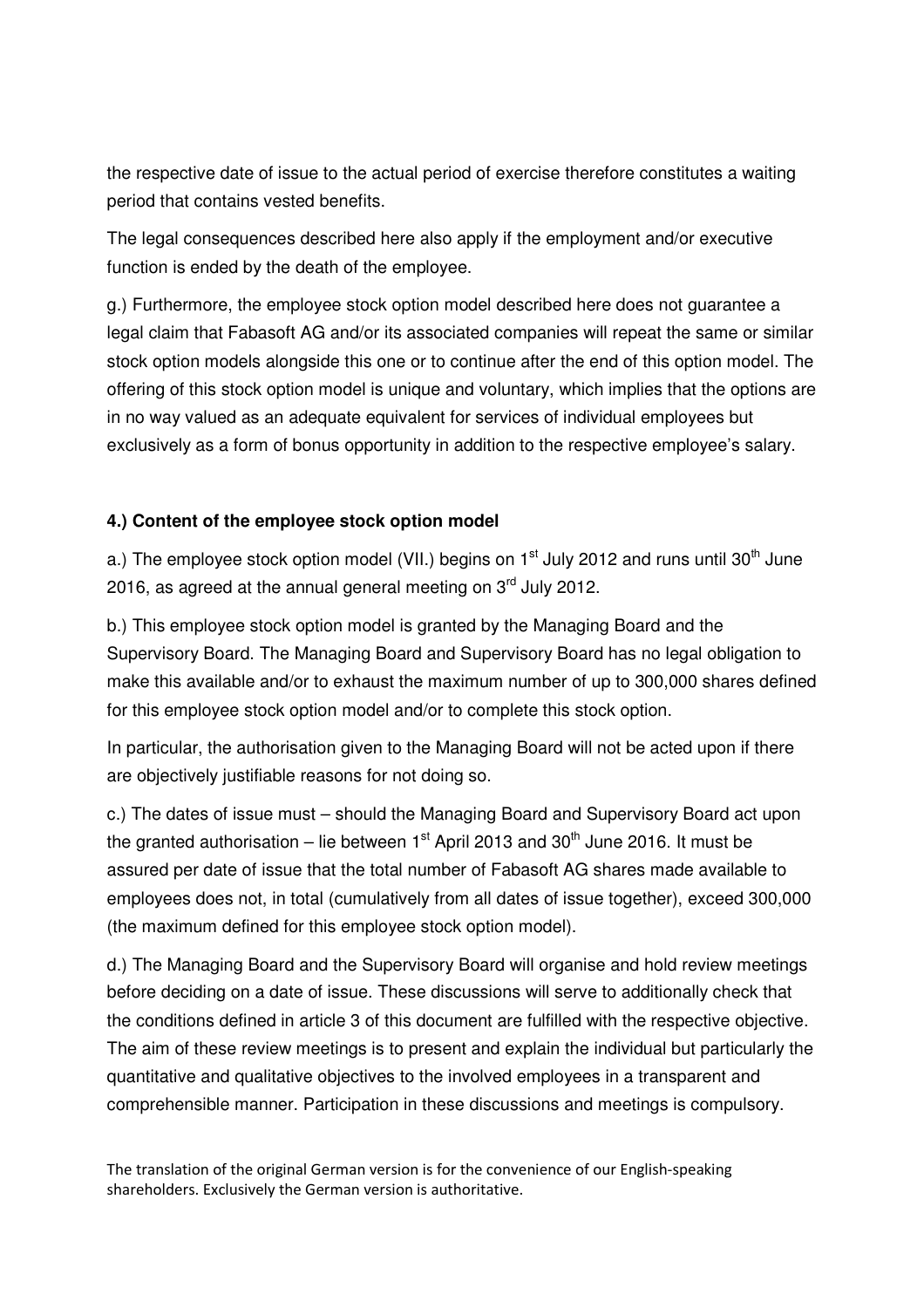the respective date of issue to the actual period of exercise therefore constitutes a waiting period that contains vested benefits.

The legal consequences described here also apply if the employment and/or executive function is ended by the death of the employee.

g.) Furthermore, the employee stock option model described here does not guarantee a legal claim that Fabasoft AG and/or its associated companies will repeat the same or similar stock option models alongside this one or to continue after the end of this option model. The offering of this stock option model is unique and voluntary, which implies that the options are in no way valued as an adequate equivalent for services of individual employees but exclusively as a form of bonus opportunity in addition to the respective employee's salary.

**4.) Content of the employee stock option model**

a.) The employee stock option model (VII.) begins on 1st July 2012 and runs until 30th June 2016, as agreed at the annual general meeting on 3rd July 2012.

b.) This employee stock option model is granted by the Managing Board and the Supervisory Board. The Managing Board and Supervisory Board has no legal obligation to make this available and/or to exhaust the maximum number of up to 300,000 shares defined for this employee stock option model and/or to complete this stock option.

In particular, the authorisation given to the Managing Board will not be acted upon if there are objectively justifiable reasons for not doing so.

c.) The dates of issue must – should the Managing Board and Supervisory Board act upon the granted authorisation – lie between 1st April 2013 and 30th June 2016. It must be assured per date of issue that the total number of Fabasoft AG shares made available to employees does not, in total (cumulatively from all dates of issue together), exceed 300,000 (the maximum defined for this employee stock option model).

d.) The Managing Board and the Supervisory Board will organise and hold review meetings before deciding on a date of issue. These discussions will serve to additionally check that the conditions defined in article 3 of this document are fulfilled with the respective objective. The aim of these review meetings is to present and explain the individual but particularly the quantitative and qualitative objectives to the involved employees in a transparent and comprehensible manner. Participation in these discussions and meetings is compulsory.

The translation of the original German version is for the convenience of our English-speaking shareholders. Exclusively the German version is authoritative.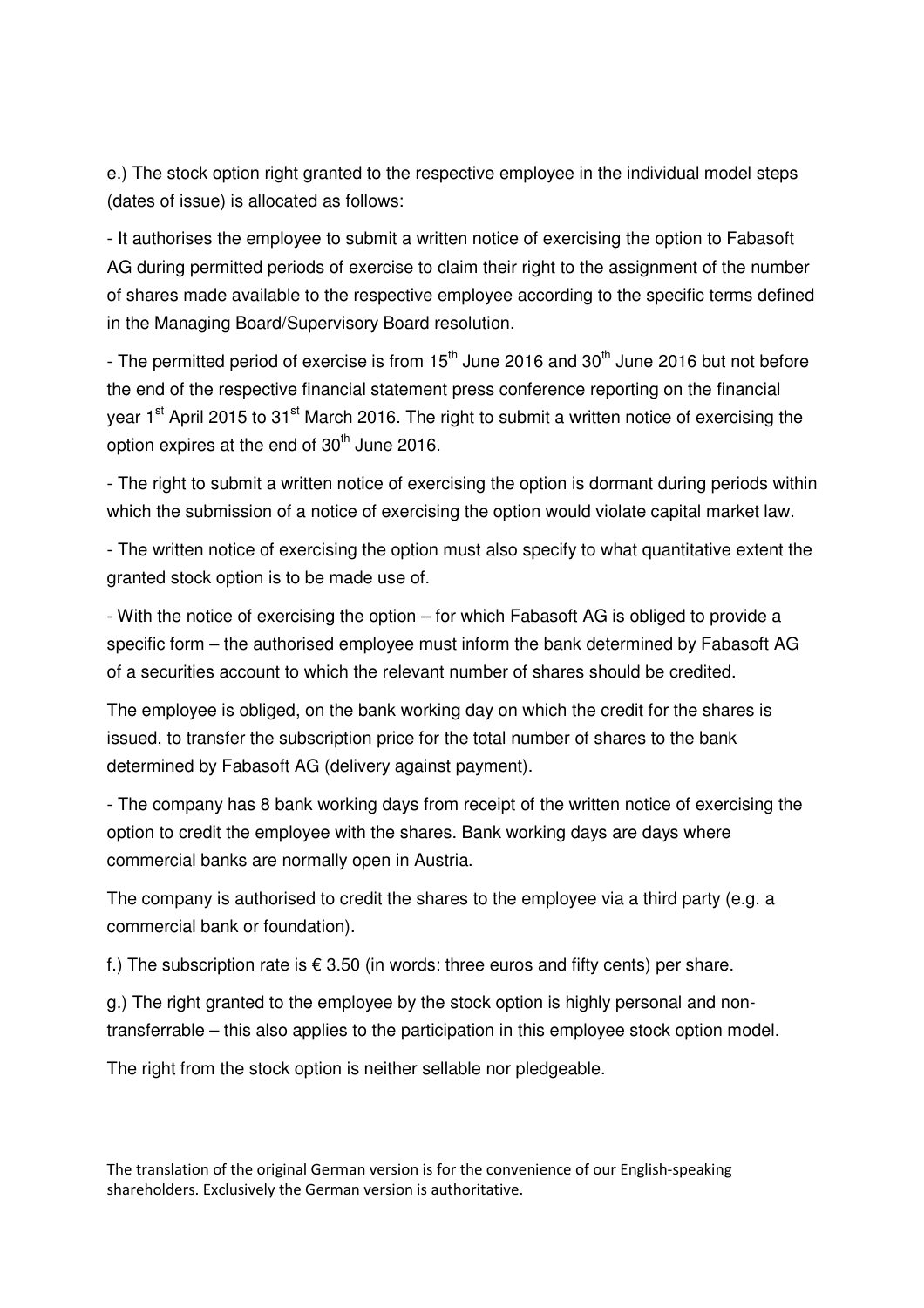e.) The stock option right granted to the respective employee in the individual model steps (dates of issue) is allocated as follows:

- It authorises the employee to submit a written notice of exercising the option to Fabasoft AG during permitted periods of exercise to claim their right to the assignment of the number of shares made available to the respective employee according to the specific terms defined in the Managing Board/Supervisory Board resolution.

- The permitted period of exercise is from 15th June 2016 and 30th June 2016 but not before the end of the respective financial statement press conference reporting on the financial year 1st April 2015 to 31st March 2016. The right to submit a written notice of exercising the option expires at the end of 30th June 2016.

- The right to submit a written notice of exercising the option is dormant during periods within which the submission of a notice of exercising the option would violate capital market law.

- The written notice of exercising the option must also specify to what quantitative extent the granted stock option is to be made use of.

- With the notice of exercising the option – for which Fabasoft AG is obliged to provide a specific form – the authorised employee must inform the bank determined by Fabasoft AG of a securities account to which the relevant number of shares should be credited.

The employee is obliged, on the bank working day on which the credit for the shares is issued, to transfer the subscription price for the total number of shares to the bank determined by Fabasoft AG (delivery against payment).

- The company has 8 bank working days from receipt of the written notice of exercising the option to credit the employee with the shares. Bank working days are days where commercial banks are normally open in Austria.

The company is authorised to credit the shares to the employee via a third party (e.g. a commercial bank or foundation).

f.) The subscription rate is € 3.50 (in words: three euros and fifty cents) per share.

g.) The right granted to the employee by the stock option is highly personal and non-transferrable – this also applies to the participation in this employee stock option model.

The right from the stock option is neither sellable nor pledgeable.

The translation of the original German version is for the convenience of our English-speaking shareholders. Exclusively the German version is authoritative.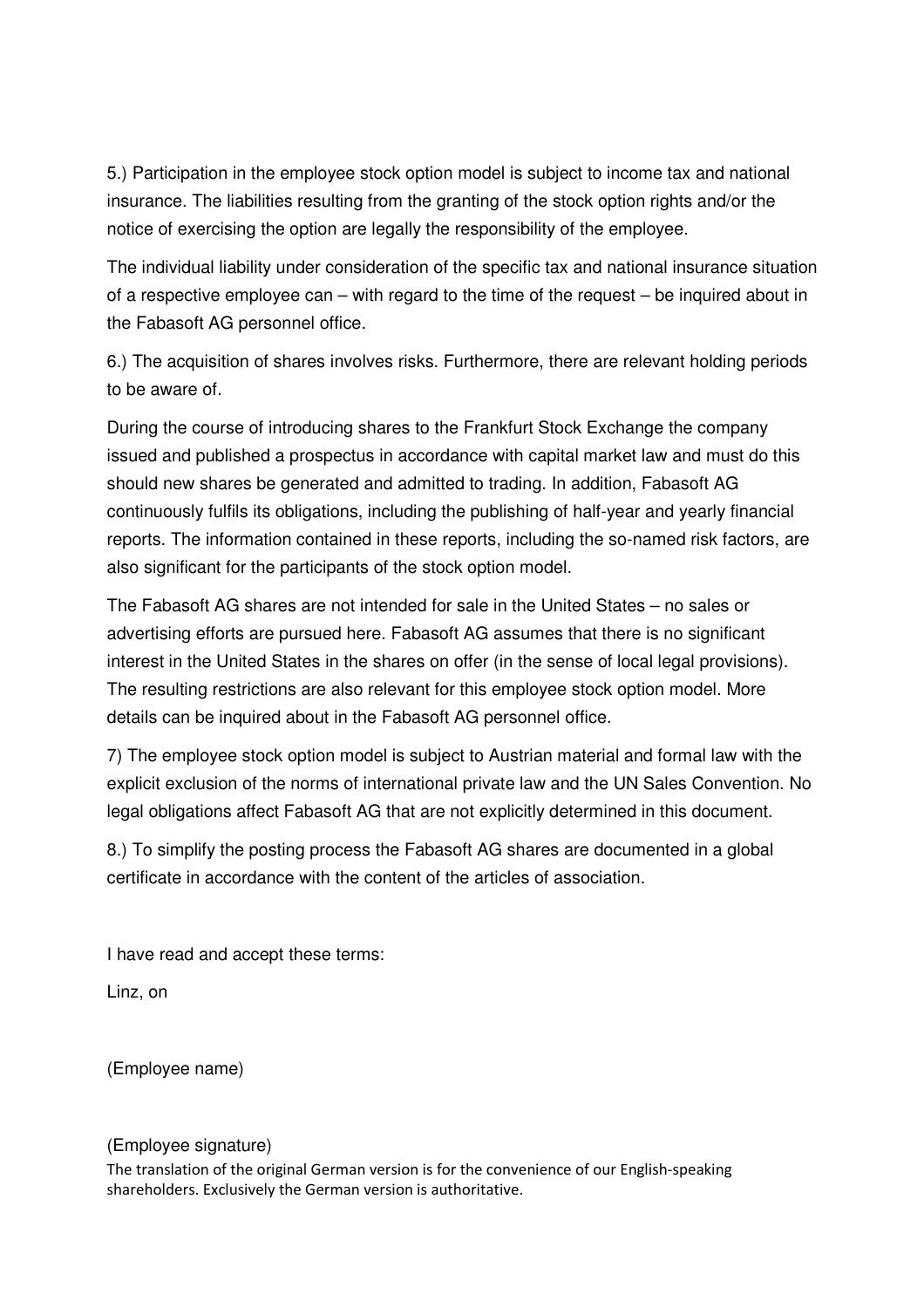5.) Participation in the employee stock option model is subject to income tax and national insurance. The liabilities resulting from the granting of the stock option rights and/or the notice of exercising the option are legally the responsibility of the employee.

The individual liability under consideration of the specific tax and national insurance situation of a respective employee can – with regard to the time of the request – be inquired about in the Fabasoft AG personnel office.

6.) The acquisition of shares involves risks. Furthermore, there are relevant holding periods to be aware of.

During the course of introducing shares to the Frankfurt Stock Exchange the company issued and published a prospectus in accordance with capital market law and must do this should new shares be generated and admitted to trading. In addition, Fabasoft AG continuously fulfils its obligations, including the publishing of half-year and yearly financial reports. The information contained in these reports, including the so-named risk factors, are also significant for the participants of the stock option model.

The Fabasoft AG shares are not intended for sale in the United States – no sales or advertising efforts are pursued here. Fabasoft AG assumes that there is no significant interest in the United States in the shares on offer (in the sense of local legal provisions). The resulting restrictions are also relevant for this employee stock option model. More details can be inquired about in the Fabasoft AG personnel office.

7) The employee stock option model is subject to Austrian material and formal law with the explicit exclusion of the norms of international private law and the UN Sales Convention. No legal obligations affect Fabasoft AG that are not explicitly determined in this document.

8.) To simplify the posting process the Fabasoft AG shares are documented in a global certificate in accordance with the content of the articles of association.

I have read and accept these terms:

Linz, on

(Employee name)

(Employee signature)

The translation of the original German version is for the convenience of our English-speaking shareholders. Exclusively the German version is authoritative.